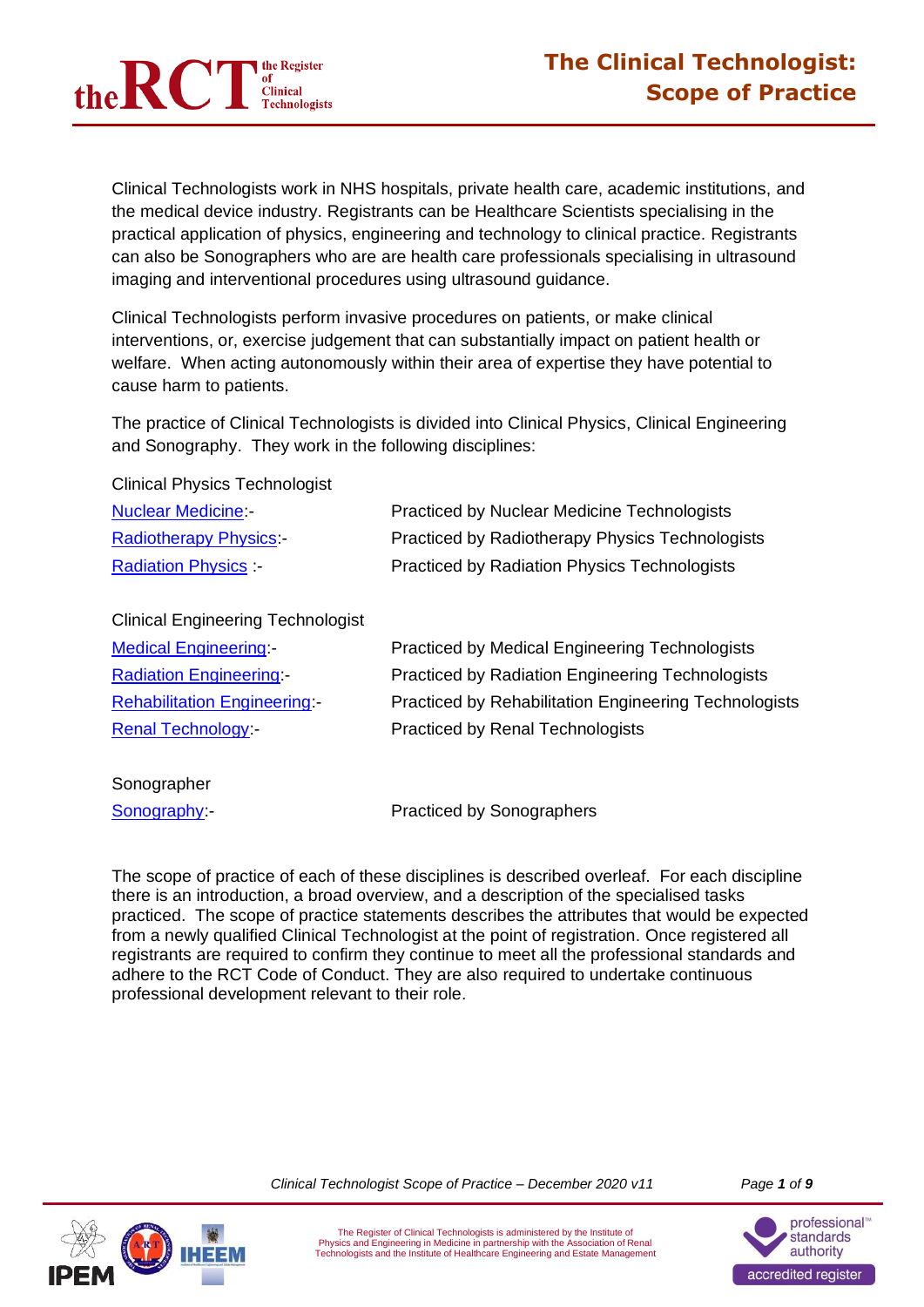# The Clinical Technologist: Scope of Practice

Clinical Technologists work in NHS hospitals, private health care, academic institutions, and the medical device industry. Registrants can be Healthcare Scientists specialising in the practical application of physics, engineering and technology to clinical practice. Registrants can also be Sonographers who are are health care professionals specialising in ultrasound imaging and interventional procedures using ultrasound guidance.

Clinical Technologists perform invasive procedures on patients, or make clinical interventions, or, exercise judgement that can substantially impact on patient health or welfare. When acting autonomously within their area of expertise they have potential to cause harm to patients.

The practice of Clinical Technologists is divided into Clinical Physics, Clinical Engineering and Sonography. They work in the following disciplines:

Clinical Physics Technologist

| | |
|---|---|
| Nuclear Medicine:- | Practiced by Nuclear Medicine Technologists |
| Radiotherapy Physics:- | Practiced by Radiotherapy Physics Technologists |
| Radiation Physics :- | Practiced by Radiation Physics Technologists |

Clinical Engineering Technologist

| | |
|---|---|
| Medical Engineering:- | Practiced by Medical Engineering Technologists |
| Radiation Engineering:- | Practiced by Radiation Engineering Technologists |
| Rehabilitation Engineering:- | Practiced by Rehabilitation Engineering Technologists |
| Renal Technology:- | Practiced by Renal Technologists |

Sonographer

| | |
|---|---|
| Sonography:- | Practiced by Sonographers |

The scope of practice of each of these disciplines is described overleaf. For each discipline there is an introduction, a broad overview, and a description of the specialised tasks practiced. The scope of practice statements describes the attributes that would be expected from a newly qualified Clinical Technologist at the point of registration. Once registered all registrants are required to confirm they continue to meet all the professional standards and adhere to the RCT Code of Conduct. They are also required to undertake continuous professional development relevant to their role.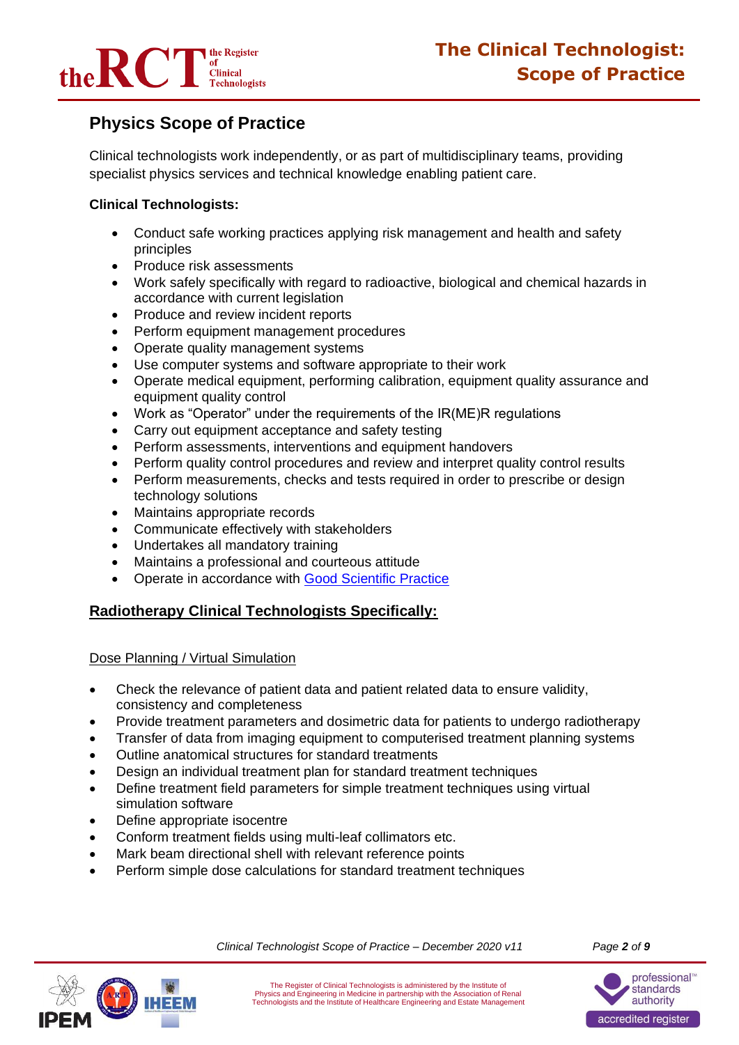## Physics Scope of Practice

Clinical technologists work independently, or as part of multidisciplinary teams, providing specialist physics services and technical knowledge enabling patient care.

**Clinical Technologists:**

- Conduct safe working practices applying risk management and health and safety principles
- Produce risk assessments
- Work safely specifically with regard to radioactive, biological and chemical hazards in accordance with current legislation
- Produce and review incident reports
- Perform equipment management procedures
- Operate quality management systems
- Use computer systems and software appropriate to their work
- Operate medical equipment, performing calibration, equipment quality assurance and equipment quality control
- Work as "Operator" under the requirements of the IR(ME)R regulations
- Carry out equipment acceptance and safety testing
- Perform assessments, interventions and equipment handovers
- Perform quality control procedures and review and interpret quality control results
- Perform measurements, checks and tests required in order to prescribe or design technology solutions
- Maintains appropriate records
- Communicate effectively with stakeholders
- Undertakes all mandatory training
- Maintains a professional and courteous attitude
- Operate in accordance with Good Scientific Practice

### Radiotherapy Clinical Technologists Specifically:

Dose Planning / Virtual Simulation

- Check the relevance of patient data and patient related data to ensure validity, consistency and completeness
- Provide treatment parameters and dosimetric data for patients to undergo radiotherapy
- Transfer of data from imaging equipment to computerised treatment planning systems
- Outline anatomical structures for standard treatments
- Design an individual treatment plan for standard treatment techniques
- Define treatment field parameters for simple treatment techniques using virtual simulation software
- Define appropriate isocentre
- Conform treatment fields using multi-leaf collimators etc.
- Mark beam directional shell with relevant reference points
- Perform simple dose calculations for standard treatment techniques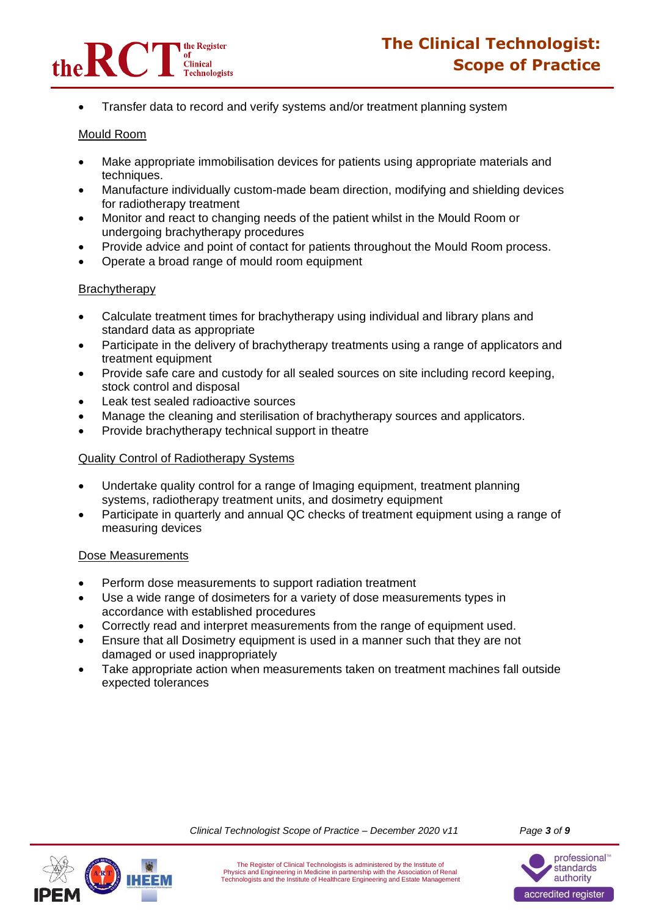- Transfer data to record and verify systems and/or treatment planning system

Mould Room

- Make appropriate immobilisation devices for patients using appropriate materials and techniques.
- Manufacture individually custom-made beam direction, modifying and shielding devices for radiotherapy treatment
- Monitor and react to changing needs of the patient whilst in the Mould Room or undergoing brachytherapy procedures
- Provide advice and point of contact for patients throughout the Mould Room process.
- Operate a broad range of mould room equipment

Brachytherapy

- Calculate treatment times for brachytherapy using individual and library plans and standard data as appropriate
- Participate in the delivery of brachytherapy treatments using a range of applicators and treatment equipment
- Provide safe care and custody for all sealed sources on site including record keeping, stock control and disposal
- Leak test sealed radioactive sources
- Manage the cleaning and sterilisation of brachytherapy sources and applicators.
- Provide brachytherapy technical support in theatre

Quality Control of Radiotherapy Systems

- Undertake quality control for a range of Imaging equipment, treatment planning systems, radiotherapy treatment units, and dosimetry equipment
- Participate in quarterly and annual QC checks of treatment equipment using a range of measuring devices

Dose Measurements

- Perform dose measurements to support radiation treatment
- Use a wide range of dosimeters for a variety of dose measurements types in accordance with established procedures
- Correctly read and interpret measurements from the range of equipment used.
- Ensure that all Dosimetry equipment is used in a manner such that they are not damaged or used inappropriately
- Take appropriate action when measurements taken on treatment machines fall outside expected tolerances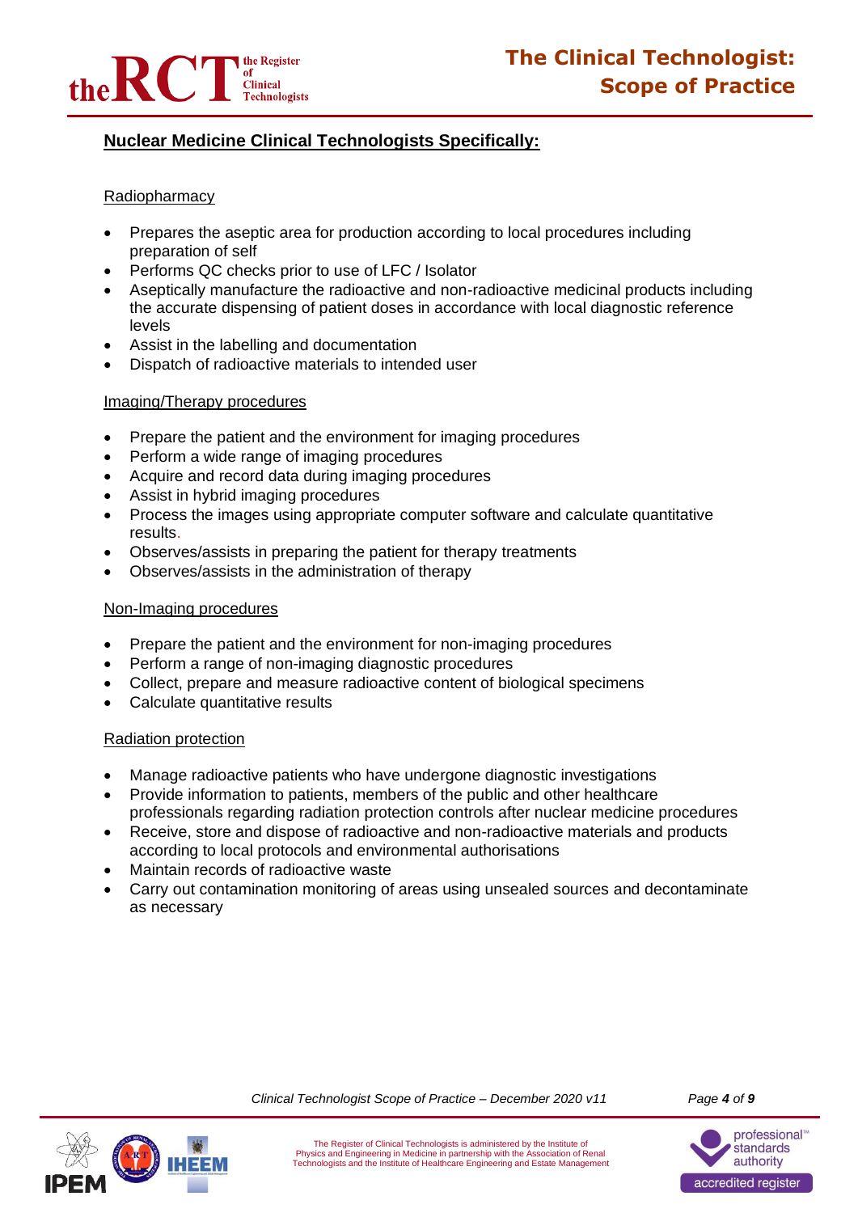## Nuclear Medicine Clinical Technologists Specifically:

### Radiopharmacy

- Prepares the aseptic area for production according to local procedures including preparation of self
- Performs QC checks prior to use of LFC / Isolator
- Aseptically manufacture the radioactive and non-radioactive medicinal products including the accurate dispensing of patient doses in accordance with local diagnostic reference levels
- Assist in the labelling and documentation
- Dispatch of radioactive materials to intended user

### Imaging/Therapy procedures

- Prepare the patient and the environment for imaging procedures
- Perform a wide range of imaging procedures
- Acquire and record data during imaging procedures
- Assist in hybrid imaging procedures
- Process the images using appropriate computer software and calculate quantitative results.
- Observes/assists in preparing the patient for therapy treatments
- Observes/assists in the administration of therapy

### Non-Imaging procedures

- Prepare the patient and the environment for non-imaging procedures
- Perform a range of non-imaging diagnostic procedures
- Collect, prepare and measure radioactive content of biological specimens
- Calculate quantitative results

### Radiation protection

- Manage radioactive patients who have undergone diagnostic investigations
- Provide information to patients, members of the public and other healthcare professionals regarding radiation protection controls after nuclear medicine procedures
- Receive, store and dispose of radioactive and non-radioactive materials and products according to local protocols and environmental authorisations
- Maintain records of radioactive waste
- Carry out contamination monitoring of areas using unsealed sources and decontaminate as necessary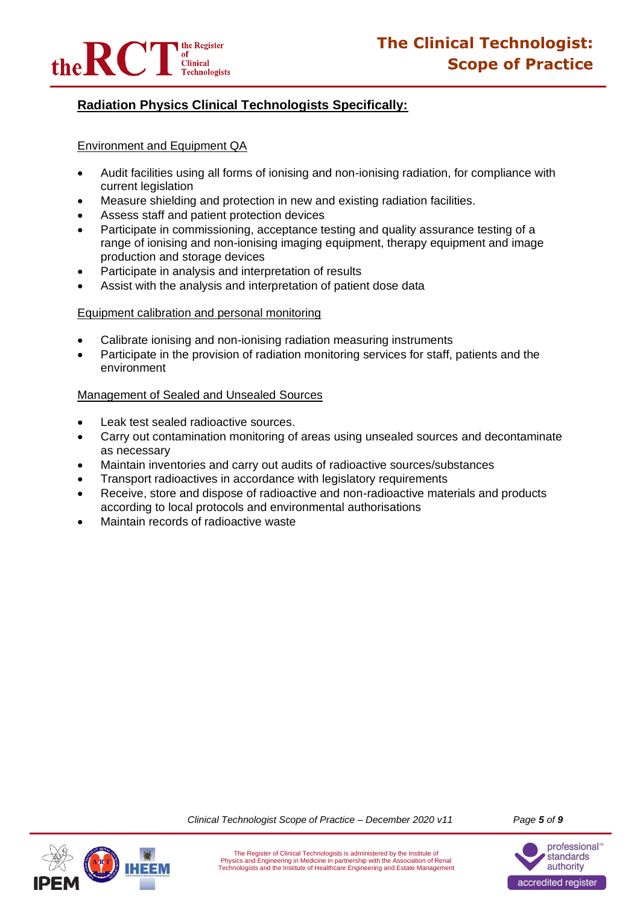## Radiation Physics Clinical Technologists Specifically:

### Environment and Equipment QA

- Audit facilities using all forms of ionising and non-ionising radiation, for compliance with current legislation
- Measure shielding and protection in new and existing radiation facilities.
- Assess staff and patient protection devices
- Participate in commissioning, acceptance testing and quality assurance testing of a range of ionising and non-ionising imaging equipment, therapy equipment and image production and storage devices
- Participate in analysis and interpretation of results
- Assist with the analysis and interpretation of patient dose data

### Equipment calibration and personal monitoring

- Calibrate ionising and non-ionising radiation measuring instruments
- Participate in the provision of radiation monitoring services for staff, patients and the environment

### Management of Sealed and Unsealed Sources

- Leak test sealed radioactive sources.
- Carry out contamination monitoring of areas using unsealed sources and decontaminate as necessary
- Maintain inventories and carry out audits of radioactive sources/substances
- Transport radioactives in accordance with legislatory requirements
- Receive, store and dispose of radioactive and non-radioactive materials and products according to local protocols and environmental authorisations
- Maintain records of radioactive waste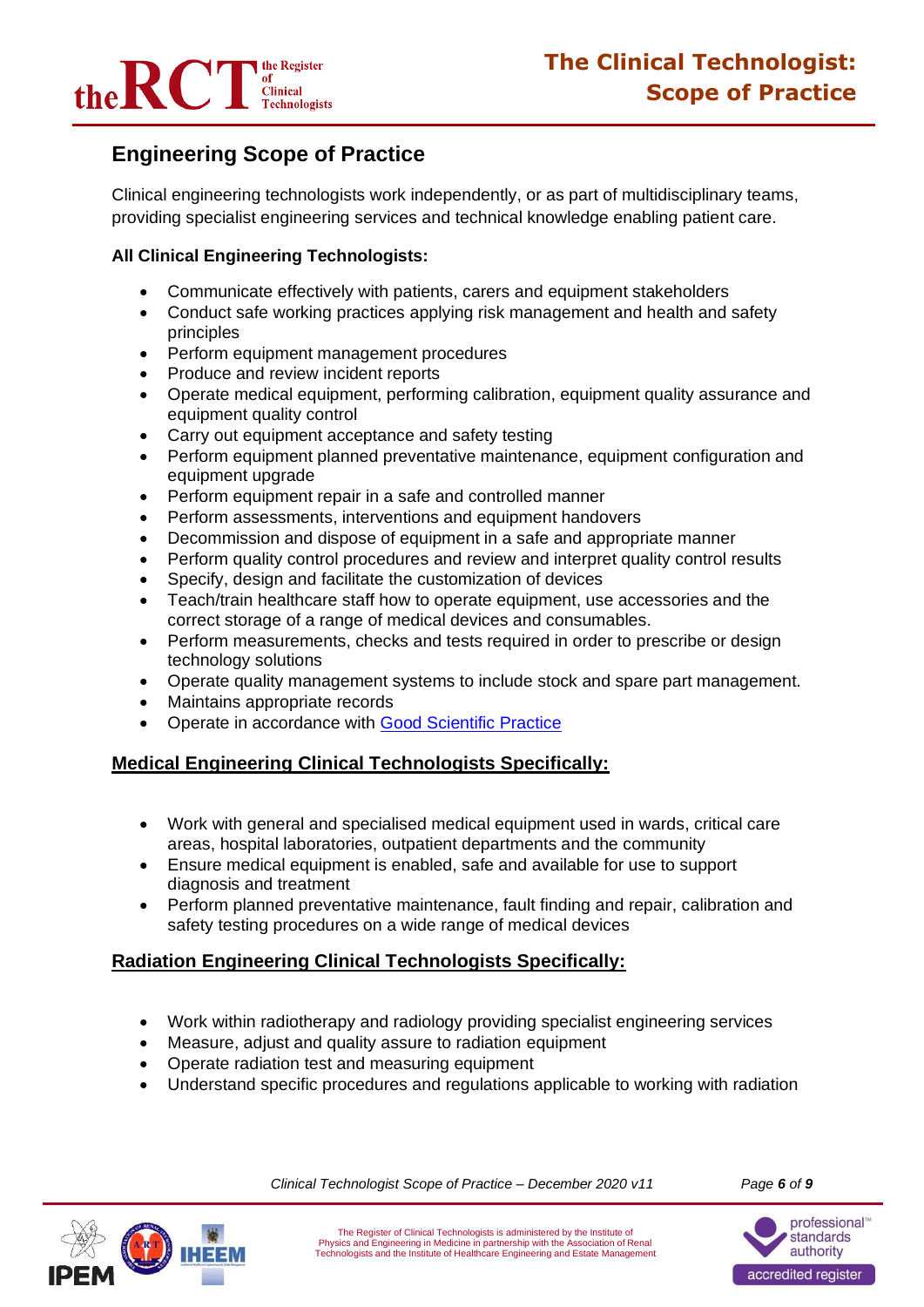## Engineering Scope of Practice

Clinical engineering technologists work independently, or as part of multidisciplinary teams, providing specialist engineering services and technical knowledge enabling patient care.

**All Clinical Engineering Technologists:**

- Communicate effectively with patients, carers and equipment stakeholders
- Conduct safe working practices applying risk management and health and safety principles
- Perform equipment management procedures
- Produce and review incident reports
- Operate medical equipment, performing calibration, equipment quality assurance and equipment quality control
- Carry out equipment acceptance and safety testing
- Perform equipment planned preventative maintenance, equipment configuration and equipment upgrade
- Perform equipment repair in a safe and controlled manner
- Perform assessments, interventions and equipment handovers
- Decommission and dispose of equipment in a safe and appropriate manner
- Perform quality control procedures and review and interpret quality control results
- Specify, design and facilitate the customization of devices
- Teach/train healthcare staff how to operate equipment, use accessories and the correct storage of a range of medical devices and consumables.
- Perform measurements, checks and tests required in order to prescribe or design technology solutions
- Operate quality management systems to include stock and spare part management.
- Maintains appropriate records
- Operate in accordance with Good Scientific Practice

**Medical Engineering Clinical Technologists Specifically:**

- Work with general and specialised medical equipment used in wards, critical care areas, hospital laboratories, outpatient departments and the community
- Ensure medical equipment is enabled, safe and available for use to support diagnosis and treatment
- Perform planned preventative maintenance, fault finding and repair, calibration and safety testing procedures on a wide range of medical devices

**Radiation Engineering Clinical Technologists Specifically:**

- Work within radiotherapy and radiology providing specialist engineering services
- Measure, adjust and quality assure to radiation equipment
- Operate radiation test and measuring equipment
- Understand specific procedures and regulations applicable to working with radiation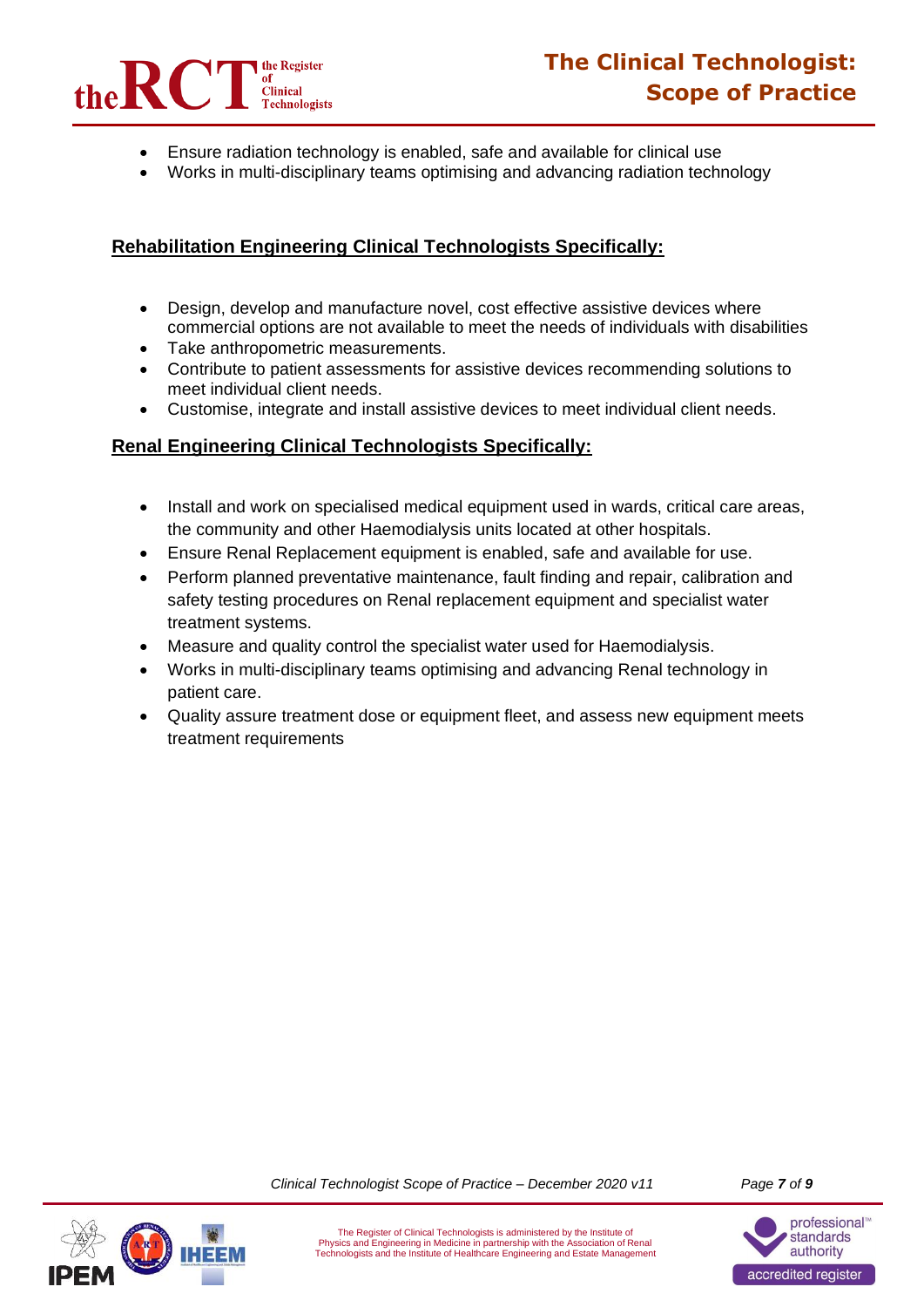- Ensure radiation technology is enabled, safe and available for clinical use
- Works in multi-disciplinary teams optimising and advancing radiation technology

**Rehabilitation Engineering Clinical Technologists Specifically:**

- Design, develop and manufacture novel, cost effective assistive devices where commercial options are not available to meet the needs of individuals with disabilities
- Take anthropometric measurements.
- Contribute to patient assessments for assistive devices recommending solutions to meet individual client needs.
- Customise, integrate and install assistive devices to meet individual client needs.

**Renal Engineering Clinical Technologists Specifically:**

- Install and work on specialised medical equipment used in wards, critical care areas, the community and other Haemodialysis units located at other hospitals.
- Ensure Renal Replacement equipment is enabled, safe and available for use.
- Perform planned preventative maintenance, fault finding and repair, calibration and safety testing procedures on Renal replacement equipment and specialist water treatment systems.
- Measure and quality control the specialist water used for Haemodialysis.
- Works in multi-disciplinary teams optimising and advancing Renal technology in patient care.
- Quality assure treatment dose or equipment fleet, and assess new equipment meets treatment requirements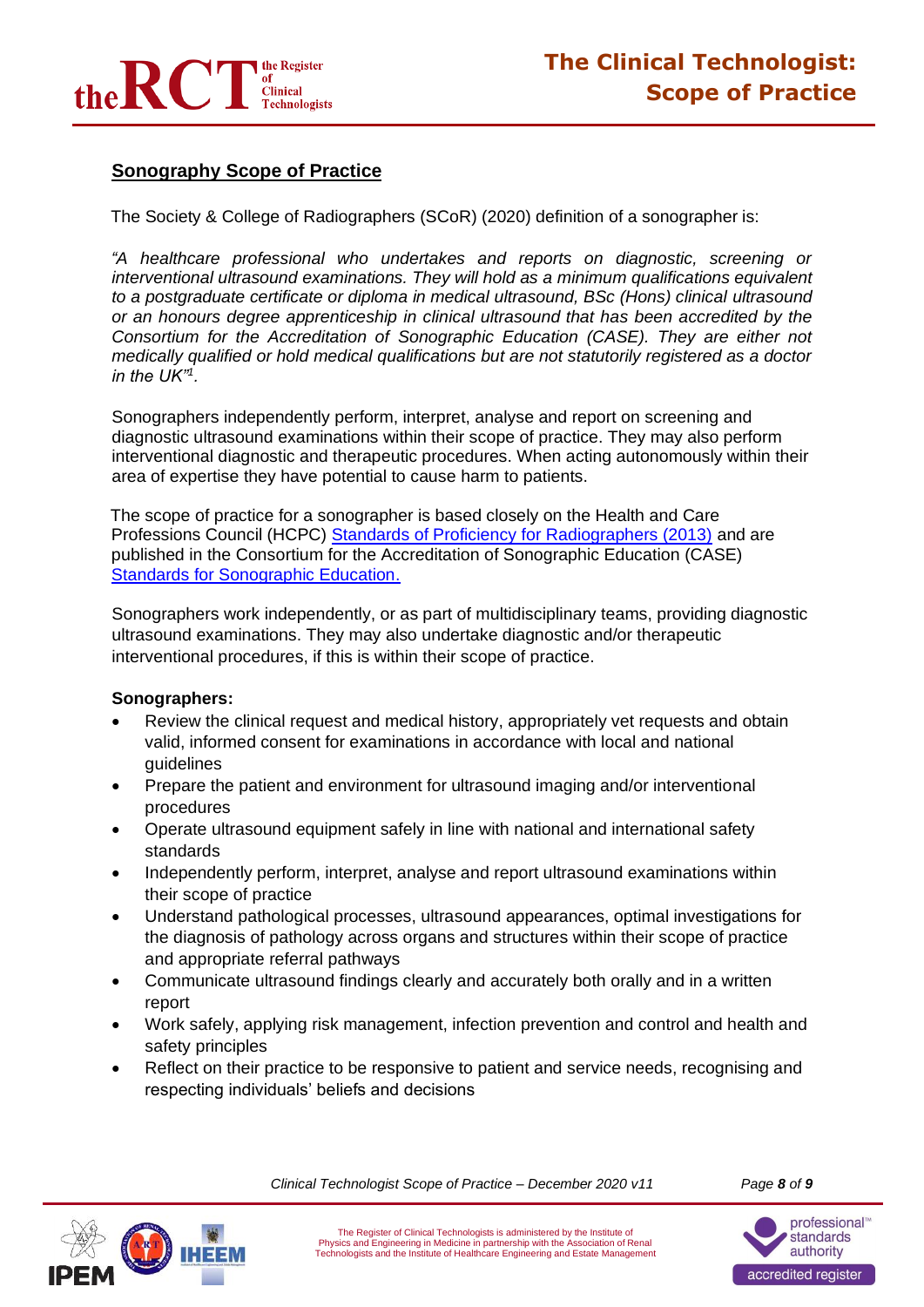## Sonography Scope of Practice

The Society & College of Radiographers (SCoR) (2020) definition of a sonographer is:

*"A healthcare professional who undertakes and reports on diagnostic, screening or interventional ultrasound examinations. They will hold as a minimum qualifications equivalent to a postgraduate certificate or diploma in medical ultrasound, BSc (Hons) clinical ultrasound or an honours degree apprenticeship in clinical ultrasound that has been accredited by the Consortium for the Accreditation of Sonographic Education (CASE). They are either not medically qualified or hold medical qualifications but are not statutorily registered as a doctor in the UK"[1].*

Sonographers independently perform, interpret, analyse and report on screening and diagnostic ultrasound examinations within their scope of practice. They may also perform interventional diagnostic and therapeutic procedures. When acting autonomously within their area of expertise they have potential to cause harm to patients.

The scope of practice for a sonographer is based closely on the Health and Care Professions Council (HCPC) Standards of Proficiency for Radiographers (2013) and are published in the Consortium for the Accreditation of Sonographic Education (CASE) Standards for Sonographic Education.

Sonographers work independently, or as part of multidisciplinary teams, providing diagnostic ultrasound examinations. They may also undertake diagnostic and/or therapeutic interventional procedures, if this is within their scope of practice.

**Sonographers:**

- Review the clinical request and medical history, appropriately vet requests and obtain valid, informed consent for examinations in accordance with local and national guidelines
- Prepare the patient and environment for ultrasound imaging and/or interventional procedures
- Operate ultrasound equipment safely in line with national and international safety standards
- Independently perform, interpret, analyse and report ultrasound examinations within their scope of practice
- Understand pathological processes, ultrasound appearances, optimal investigations for the diagnosis of pathology across organs and structures within their scope of practice and appropriate referral pathways
- Communicate ultrasound findings clearly and accurately both orally and in a written report
- Work safely, applying risk management, infection prevention and control and health and safety principles
- Reflect on their practice to be responsive to patient and service needs, recognising and respecting individuals' beliefs and decisions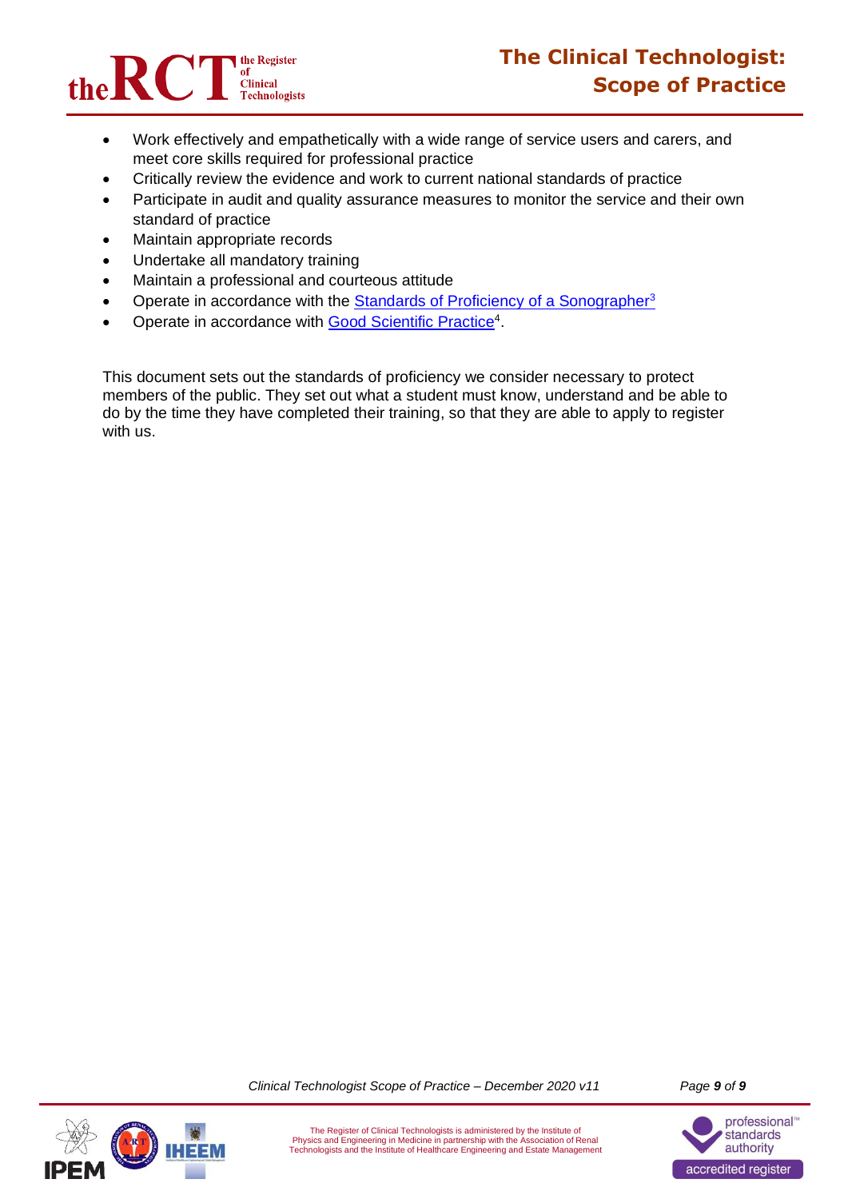- Work effectively and empathetically with a wide range of service users and carers, and meet core skills required for professional practice
- Critically review the evidence and work to current national standards of practice
- Participate in audit and quality assurance measures to monitor the service and their own standard of practice
- Maintain appropriate records
- Undertake all mandatory training
- Maintain a professional and courteous attitude
- Operate in accordance with the Standards of Proficiency of a Sonographer[3]
- Operate in accordance with Good Scientific Practice[4].

This document sets out the standards of proficiency we consider necessary to protect members of the public. They set out what a student must know, understand and be able to do by the time they have completed their training, so that they are able to apply to register with us.